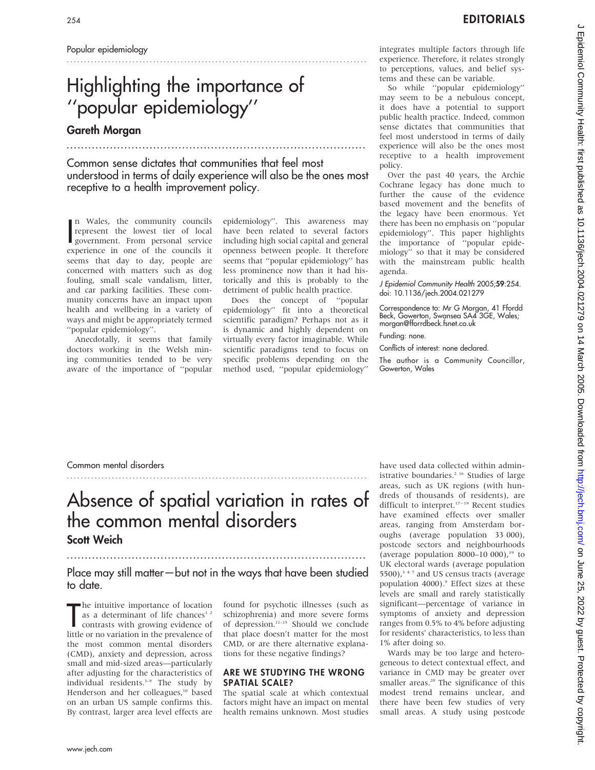Popular epidemiology

# Highlighting the importance of "popular epidemiology"

**Gareth Morgan**

Common sense dictates that communities that feel most understood in terms of daily experience will also be the ones most receptive to a health improvement policy.

In Wales, the community councils represent the lowest tier of local government. From personal service experience in one of the councils it seems that day to day, people are concerned with matters such as dog fouling, small scale vandalism, litter, and car parking facilities. These community concerns have an impact upon health and wellbeing in a variety of ways and might be appropriately termed "popular epidemiology".

Anecdotally, it seems that family doctors working in the Welsh mining communities tended to be very aware of the importance of "popular epidemiology". This awareness may have been related to several factors including high social capital and general openness between people. It therefore seems that "popular epidemiology" has less prominence now than it had historically and this is probably to the detriment of public health practice.

Does the concept of "popular epidemiology" fit into a theoretical scientific paradigm? Perhaps not as it is dynamic and highly dependent on virtually every factor imaginable. While scientific paradigms tend to focus on specific problems depending on the method used, "popular epidemiology" integrates multiple factors through life experience. Therefore, it relates strongly to perceptions, values, and belief systems and these can be variable.

So while "popular epidemiology" may seem to be a nebulous concept, it does have a potential to support public health practice. Indeed, common sense dictates that communities that feel most understood in terms of daily experience will also be the ones most receptive to a health improvement policy.

Over the past 40 years, the Archie Cochrane legacy has done much to further the cause of the evidence based movement and the benefits of the legacy have been enormous. Yet there has been no emphasis on "popular epidemiology". This paper highlights the importance of "popular epidemiology" so that it may be considered with the mainstream public health agenda.

*J Epidemiol Community Health* 2005;**59**:254. doi: 10.1136/jech.2004.021279

Correspondence to: Mr G Morgan, 41 Ffordd Beck, Gowerton, Swansea SA4 3GE, Wales; morgan@fforrdbeck.fsnet.co.uk

Funding: none.

Conflicts of interest: none declared.

The author is a Community Councillor, Gowerton, Wales

Common mental disorders

# Absence of spatial variation in rates of the common mental disorders

**Scott Weich**

Place may still matter—but not in the ways that have been studied to date.

The intuitive importance of location as a determinant of life chances[1,2] contrasts with growing evidence of little or no variation in the prevalence of the most common mental disorders (CMD), anxiety and depression, across small and mid-sized areas—particularly after adjusting for the characteristics of individual residents.[3–9] The study by Henderson and her colleagues,[10] based on an urban US sample confirms this. By contrast, larger area level effects are found for psychotic illnesses (such as schizophrenia) and more severe forms of depression.[11–15] Should we conclude that place doesn't matter for the most CMD, or are there alternative explanations for these negative findings?

## ARE WE STUDYING THE WRONG SPATIAL SCALE?

The spatial scale at which contextual factors might have an impact on mental health remains unknown. Most studies have used data collected within administrative boundaries.[2,16] Studies of large areas, such as UK regions (with hundreds of thousands of residents), are difficult to interpret.[17–19] Recent studies have examined effects over smaller areas, ranging from Amsterdam boroughs (average population 33 000), postcode sectors and neighbourhoods (average population 8000–10 000),[19] to UK electoral wards (average population 5500),[3,4,7] and US census tracts (average population 4000).[9] Effect sizes at these levels are small and rarely statistically significant—percentage of variance in symptoms of anxiety and depression ranges from 0.5% to 4% before adjusting for residents' characteristics, to less than 1% after doing so.

Wards may be too large and heterogeneous to detect contextual effect, and variance in CMD may be greater over smaller areas.[20] The significance of this modest trend remains unclear, and there have been few studies of very small areas. A study using postcode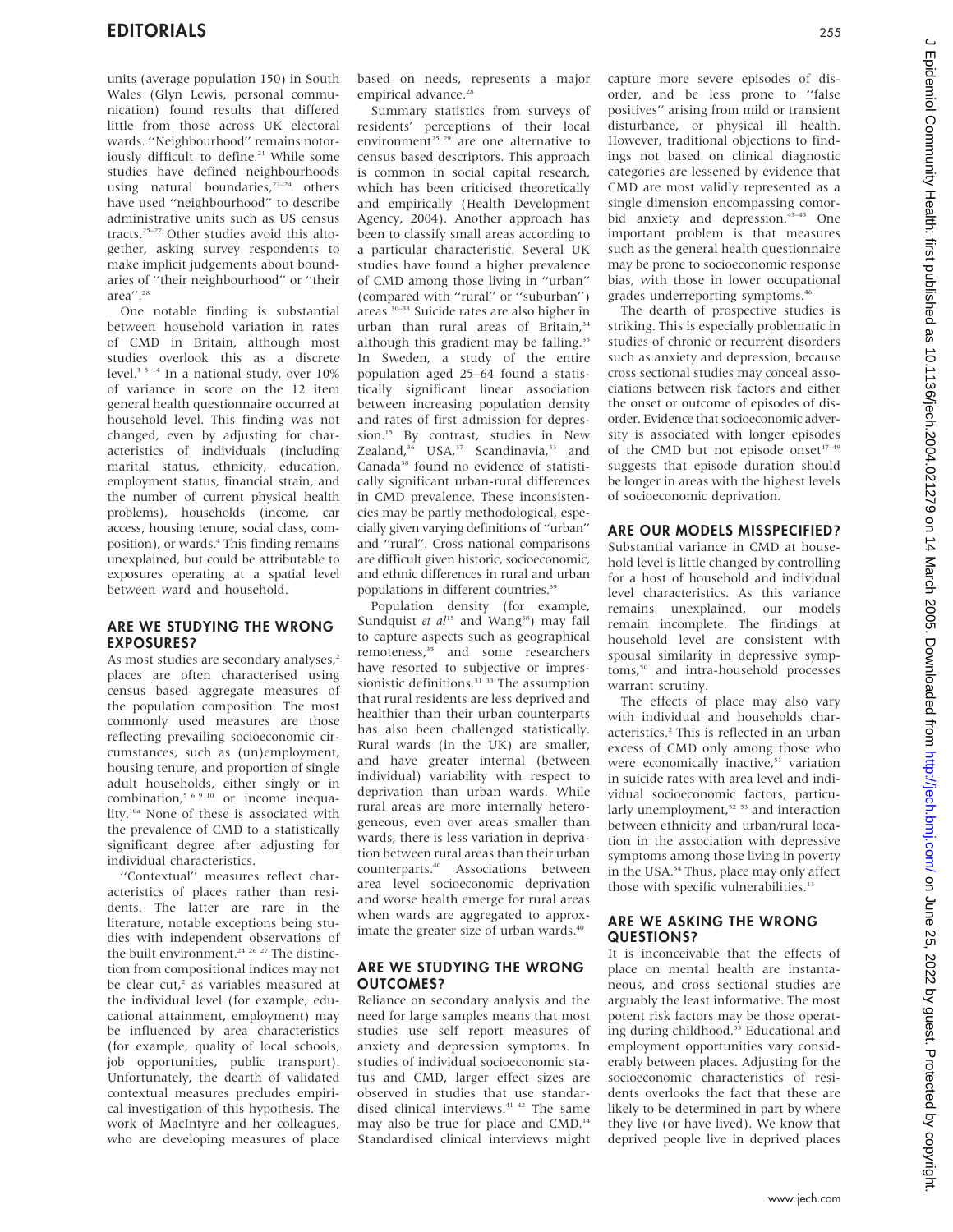units (average population 150) in South Wales (Glyn Lewis, personal communication) found results that differed little from those across UK electoral wards. "Neighbourhood" remains notoriously difficult to define.[21] While some studies have defined neighbourhoods using natural boundaries,[22–24] others have used "neighbourhood" to describe administrative units such as US census tracts.[25–27] Other studies avoid this altogether, asking survey respondents to make implicit judgements about boundaries of "their neighbourhood" or "their area".[28]

One notable finding is substantial between household variation in rates of CMD in Britain, although most studies overlook this as a discrete level.[3 5 14] In a national study, over 10% of variance in score on the 12 item general health questionnaire occurred at household level. This finding was not changed, even by adjusting for characteristics of individuals (including marital status, ethnicity, education, employment status, financial strain, and the number of current physical health problems), households (income, car access, housing tenure, social class, composition), or wards.[4] This finding remains unexplained, but could be attributable to exposures operating at a spatial level between ward and household.

## ARE WE STUDYING THE WRONG EXPOSURES?

As most studies are secondary analyses,[2] places are often characterised using census based aggregate measures of the population composition. The most commonly used measures are those reflecting prevailing socioeconomic circumstances, such as (un)employment, housing tenure, and proportion of single adult households, either singly or in combination,[5 6 9 10] or income inequality.[10a] None of these is associated with the prevalence of CMD to a statistically significant degree after adjusting for individual characteristics.

"Contextual" measures reflect characteristics of places rather than residents. The latter are rare in the literature, notable exceptions being studies with independent observations of the built environment.[24 26 27] The distinction from compositional indices may not be clear cut,[2] as variables measured at the individual level (for example, educational attainment, employment) may be influenced by area characteristics (for example, quality of local schools, job opportunities, public transport). Unfortunately, the dearth of validated contextual measures precludes empirical investigation of this hypothesis. The work of MacIntyre and her colleagues, who are developing measures of place based on needs, represents a major empirical advance.[28]

Summary statistics from surveys of residents' perceptions of their local environment[25 29] are one alternative to census based descriptors. This approach is common in social capital research, which has been criticised theoretically and empirically (Health Development Agency, 2004). Another approach has been to classify small areas according to a particular characteristic. Several UK studies have found a higher prevalence of CMD among those living in "urban" (compared with "rural" or "suburban") areas.[30–33] Suicide rates are also higher in urban than rural areas of Britain,[34] although this gradient may be falling.[35] In Sweden, a study of the entire population aged 25–64 found a statistically significant linear association between increasing population density and rates of first admission for depression.[15] By contrast, studies in New Zealand,[36] USA,[37] Scandinavia,[33] and Canada[38] found no evidence of statistically significant urban-rural differences in CMD prevalence. These inconsistencies may be partly methodological, especially given varying definitions of "urban" and "rural". Cross national comparisons are difficult given historic, socioeconomic, and ethnic differences in rural and urban populations in different countries.[39]

Population density (for example, Sundquist *et al*[15] and Wang[38]) may fail to capture aspects such as geographical remoteness,[35] and some researchers have resorted to subjective or impressionistic definitions.[31 33] The assumption that rural residents are less deprived and healthier than their urban counterparts has also been challenged statistically. Rural wards (in the UK) are smaller, and have greater internal (between individual) variability with respect to deprivation than urban wards. While rural areas are more internally heterogeneous, even over areas smaller than wards, there is less variation in deprivation between rural areas than their urban counterparts.[40] Associations between area level socioeconomic deprivation and worse health emerge for rural areas when wards are aggregated to approximate the greater size of urban wards.[40]

## ARE WE STUDYING THE WRONG OUTCOMES?

Reliance on secondary analysis and the need for large samples means that most studies use self report measures of anxiety and depression symptoms. In studies of individual socioeconomic status and CMD, larger effect sizes are observed in studies that use standardised clinical interviews.[41 42] The same may also be true for place and CMD.[14] Standardised clinical interviews might capture more severe episodes of disorder, and be less prone to "false positives" arising from mild or transient disturbance, or physical ill health. However, traditional objections to findings not based on clinical diagnostic categories are lessened by evidence that CMD are most validly represented as a single dimension encompassing comorbid anxiety and depression.[43–45] One important problem is that measures such as the general health questionnaire may be prone to socioeconomic response bias, with those in lower occupational grades underreporting symptoms.[46]

The dearth of prospective studies is striking. This is especially problematic in studies of chronic or recurrent disorders such as anxiety and depression, because cross sectional studies may conceal associations between risk factors and either the onset or outcome of episodes of disorder. Evidence that socioeconomic adversity is associated with longer episodes of the CMD but not episode onset[47–49] suggests that episode duration should be longer in areas with the highest levels of socioeconomic deprivation.

## ARE OUR MODELS MISSPECIFIED?

Substantial variance in CMD at household level is little changed by controlling for a host of household and individual level characteristics. As this variance remains unexplained, our models remain incomplete. The findings at household level are consistent with spousal similarity in depressive symptoms,[50] and intra-household processes warrant scrutiny.

The effects of place may also vary with individual and households characteristics.[2] This is reflected in an urban excess of CMD only among those who were economically inactive,[51] variation in suicide rates with area level and individual socioeconomic factors, particularly unemployment,[52 53] and interaction between ethnicity and urban/rural location in the association with depressive symptoms among those living in poverty in the USA.[54] Thus, place may only affect those with specific vulnerabilities.[13]

## ARE WE ASKING THE WRONG QUESTIONS?

It is inconceivable that the effects of place on mental health are instantaneous, and cross sectional studies are arguably the least informative. The most potent risk factors may be those operating during childhood.[55] Educational and employment opportunities vary considerably between places. Adjusting for the socioeconomic characteristics of residents overlooks the fact that these are likely to be determined in part by where they live (or have lived). We know that deprived people live in deprived places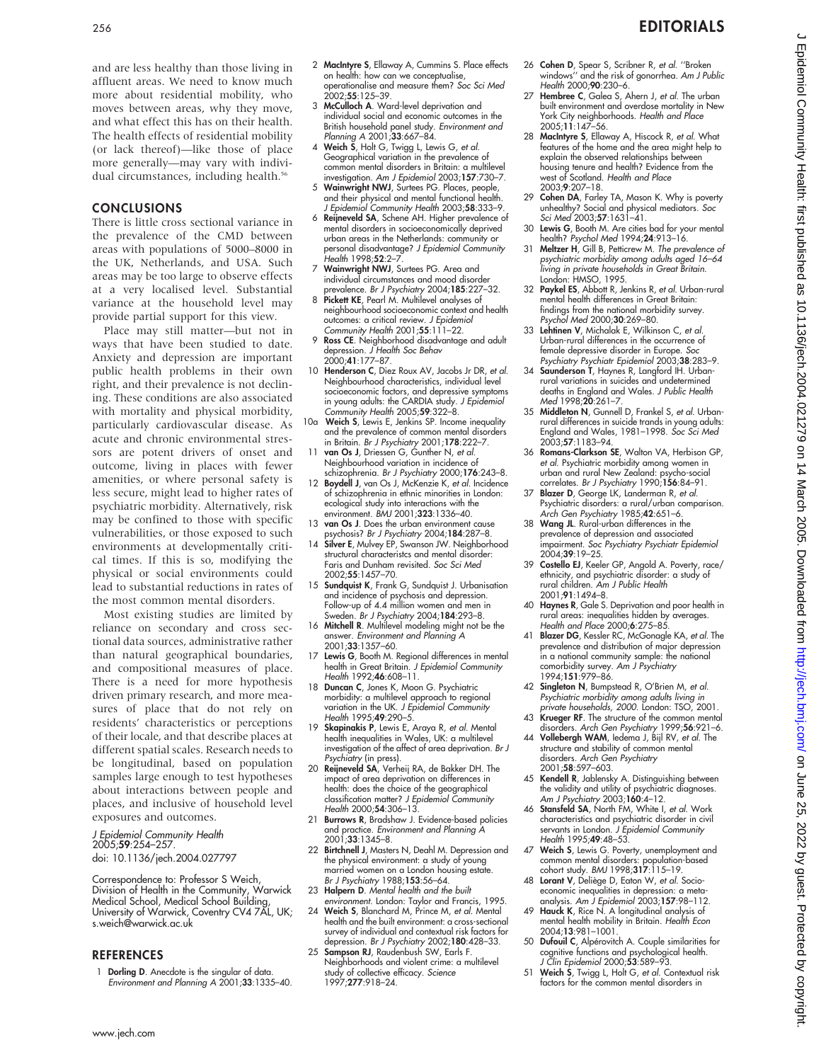and are less healthy than those living in affluent areas. We need to know much more about residential mobility, who moves between areas, why they move, and what effect this has on their health. The health effects of residential mobility (or lack thereof)—like those of place more generally—may vary with individual circumstances, including health.[56]

## CONCLUSIONS

There is little cross sectional variance in the prevalence of the CMD between areas with populations of 5000–8000 in the UK, Netherlands, and USA. Such areas may be too large to observe effects at a very localised level. Substantial variance at the household level may provide partial support for this view.

Place may still matter—but not in ways that have been studied to date. Anxiety and depression are important public health problems in their own right, and their prevalence is not declining. These conditions are also associated with mortality and physical morbidity, particularly cardiovascular disease. As acute and chronic environmental stressors are potent drivers of onset and outcome, living in places with fewer amenities, or where personal safety is less secure, might lead to higher rates of psychiatric morbidity. Alternatively, risk may be confined to those with specific vulnerabilities, or those exposed to such environments at developmentally critical times. If this is so, modifying the physical or social environments could lead to substantial reductions in rates of the most common mental disorders.

Most existing studies are limited by reliance on secondary and cross sectional data sources, administrative rather than natural geographical boundaries, and compositional measures of place. There is a need for more hypothesis driven primary research, and more measures of place that do not rely on residents' characteristics or perceptions of their locale, and that describe places at different spatial scales. Research needs to be longitudinal, based on population samples large enough to test hypotheses about interactions between people and places, and inclusive of household level exposures and outcomes.

*J Epidemiol Community Health* 2005;**59**:254–257.
doi: 10.1136/jech.2004.027797

Correspondence to: Professor S Weich, Division of Health in the Community, Warwick Medical School, Medical School Building, University of Warwick, Coventry CV4 7AL, UK; s.weich@warwick.ac.uk

## REFERENCES

1. **Dorling D**. Anecdote is the singular of data. *Environment and Planning A* 2001;**33**:1335–40.
2. **MacIntyre S**, Ellaway A, Cummins S. Place effects on health: how can we conceptualise, operationalise and measure them? *Soc Sci Med* 2002;**55**:125–39.
3. **McCulloch A**. Ward-level deprivation and individual social and economic outcomes in the British household panel study. *Environment and Planning A* 2001;**33**:667–84.
4. **Weich S**, Holt G, Twigg L, Lewis G, et al. Geographical variation in the prevalence of common mental disorders in Britain: a multilevel investigation. *Am J Epidemiol* 2003;**157**:730–7.
5. **Wainwright NWJ**, Surtees PG. Places, people, and their physical and mental functional health. *J Epidemiol Community Health* 2003;**58**:333–9.
6. **Reijneveld SA**, Schene AH. Higher prevalence of mental disorders in socioeconomically deprived urban areas in the Netherlands: community or personal disadvantage? *J Epidemiol Community Health* 1998;**52**:2–7.
7. **Wainwright NWJ**, Surtees PG. Area and individual circumstances and mood disorder prevalence. *Br J Psychiatry* 2004;**185**:227–32.
8. **Pickett KE**, Pearl M. Multilevel analyses of neighbourhood socioeconomic context and health outcomes: a critical review. *J Epidemiol Community Health* 2001;**55**:111–22.
9. **Ross CE**. Neighborhood disadvantage and adult depression. *J Health Soc Behav* 2000;**41**:177–87.
10. **Henderson C**, Diez Roux AV, Jacobs Jr DR, et al. Neighbourhood characteristics, individual level socioeconomic factors, and depressive symptoms in young adults: the CARDIA study. *J Epidemiol Community Health* 2005;**59**:322–8.

10a. **Weich S**, Lewis E, Jenkins SP. Income inequality and the prevalence of common mental disorders in Britain. *Br J Psychiatry* 2001;**178**:222–7.

11. **van Os J**, Driessen G, Gunther N, et al. Neighbourhood variation in incidence of schizophrenia. *Br J Psychiatry* 2000;**176**:243–8.
12. **Boydell J**, van Os J, McKenzie K, et al. Incidence of schizophrenia in ethnic minorities in London: ecological study into interactions with the environment. *BMJ* 2001;**323**:1336–40.
13. **van Os J**. Does the urban environment cause psychosis? *Br J Psychiatry* 2004;**184**:287–8.
14. **Silver E**, Mulvey EP, Swanson JW. Neighborhood structural characteristcs and mental disorder: Faris and Dunham revisited. *Soc Sci Med* 2002;**55**:1457–70.
15. **Sundquist K**, Frank G, Sundquist J. Urbanisation and incidence of psychosis and depression. Follow-up of 4.4 million women and men in Sweden. *Br J Psychiatry* 2004;**184**:293–8.
16. **Mitchell R**. Multilevel modeling might not be the answer. *Environment and Planning A* 2001;**33**:1357–60.
17. **Lewis G**, Booth M. Regional differences in mental health in Great Britain. *J Epidemiol Community Health* 1992;**46**:608–11.
18. **Duncan C**, Jones K, Moon G. Psychiatric morbidity: a multilevel approach to regional variation in the UK. *J Epidemiol Community Health* 1995;**49**:290–5.
19. **Skapinakis P**, Lewis E, Araya R, et al. Mental health inequalities in Wales, UK: a multilevel investigation of the affect of area deprivation. *Br J Psychiatry* (in press).
20. **Reijneveld SA**, Verheij RA, de Bakker DH. The impact of area deprivation on differences in health: does the choice of the geographical classification matter? *J Epidemiol Community Health* 2000;**54**:306–13.
21. **Burrows R**, Bradshaw J. Evidence-based policies and practice. *Environment and Planning A* 2001;**33**:1345–8.
22. **Birtchnell J**, Masters N, Deahl M. Depression and the physical environment: a study of young married women on a London housing estate. *Br J Psychiatry* 1988;**153**:56–64.
23. **Halpern D**. *Mental health and the built environment*. London: Taylor and Francis, 1995.
24. **Weich S**, Blanchard M, Prince M, et al. Mental health and the built environment: a cross-sectional survey of individual and contextual risk factors for depression. *Br J Psychiatry* 2002;**180**:428–33.
25. **Sampson RJ**, Raudenbush SW, Earls F. Neighborhoods and violent crime: a multilevel study of collective efficacy. *Science* 1997;**277**:918–24.
26. **Cohen D**, Spear S, Scribner R, et al. ''Broken windows'' and the risk of gonorrhea. *Am J Public Health* 2000;**90**:230–6.
27. **Hembree C**, Galea S, Ahern J, et al. The urban built environment and overdose mortality in New York City neighborhoods. *Health and Place* 2005;**11**:147–56.
28. **MacIntyre S**, Ellaway A, Hiscock R, et al. What features of the home and the area might help to explain the observed relationships between housing tenure and health? Evidence from the west of Scotland. *Health and Place* 2003;**9**:207–18.
29. **Cohen DA**, Farley TA, Mason K. Why is poverty unhealthy? Social and physical mediators. *Soc Sci Med* 2003;**57**:1631–41.
30. **Lewis G**, Booth M. Are cities bad for your mental health? *Psychol Med* 1994;**24**:913–16.
31. **Meltzer H**, Gill B, Petticrew M. *The prevalence of psychiatric morbidity among adults aged 16–64 living in private households in Great Britain*. London: HMSO, 1995.
32. **Paykel ES**, Abbott R, Jenkins R, et al. Urban-rural mental health differences in Great Britain: findings from the national morbidity survey. *Psychol Med* 2000;**30**:269–80.
33. **Lehtinen V**, Michalak E, Wilkinson C, et al. Urban-rural differences in the occurrence of female depressive disorder in Europe. *Soc Psychiatry Psychiatr Epidemiol* 2003;**38**:283–9.
34. **Saunderson T**, Haynes R, Langford IH. Urban-rural variations in suicides and undetermined deaths in England and Wales. *J Public Health Med* 1998;**20**:261–7.
35. **Middleton N**, Gunnell D, Frankel S, et al. Urban-rural differences in suicide trands in young adults: England and Wales, 1981–1998. *Soc Sci Med* 2003;**57**:1183–94.
36. **Romans-Clarkson SE**, Walton VA, Herbison GP, et al. Psychiatric morbidity among women in urban and rural New Zealand: psycho-social correlates. *Br J Psychiatry* 1990;**156**:84–91.
37. **Blazer D**, George LK, Landerman R, et al. Psychiatric disorders: a rural/urban comparison. *Arch Gen Psychiatry* 1985;**42**:651–6.
38. **Wang JL**. Rural-urban differences in the prevalence of depression and associated impairment. *Soc Psychiatry Psychiatr Epidemiol* 2004;**39**:19–25.
39. **Costello EJ**, Keeler GP, Angold A. Poverty, race/ethnicity, and psychiatric disorder: a study of rural children. *Am J Public Health* 2001;**91**:1494–8.
40. **Haynes R**, Gale S. Deprivation and poor health in rural areas: inequalities hidden by averages. *Health and Place* 2000;**6**:275–85.
41. **Blazer DG**, Kessler RC, McGonagle KA, et al. The prevalence and distribution of major depression in a national community sample: the national comorbidity survey. *Am J Psychiatry* 1994;**151**:979–86.
42. **Singleton N**, Bumpstead R, O'Brien M, et al. *Psychiatric morbidity among adults living in private households, 2000*. London: TSO, 2001.
43. **Krueger RF**. The structure of the common mental disorders. *Arch Gen Psychiatry* 1999;**56**:921–6.
44. **Vollebergh WAM**, Iedema J, Bijl RV, et al. The structure and stability of common mental disorders. *Arch Gen Psychiatry* 2001;**58**:597–603.
45. **Kendell R**, Jablensky A. Distinguishing between the validity and utility of psychiatric diagnoses. *Am J Psychiatry* 2003;**160**:4–12.
46. **Stansfeld SA**, North FM, White I, et al. Work characteristics and psychiatric disorder in civil servants in London. *J Epidemiol Community Health* 1995;**49**:48–53.
47. **Weich S**, Lewis G. Poverty, unemployment and common mental disorders: population-based cohort study. *BMJ* 1998;**317**:115–19.
48. **Lorant V**, Deliège D, Eaton W, et al. Socio-economic inequalities in depression: a meta-analysis. *Am J Epidemiol* 2003;**157**:98–112.
49. **Hauck K**, Rice N. A longitudinal analysis of mental health mobility in Britain. *Health Econ* 2004;**13**:981–1001.
50. **Dufouil C**, Alpérovitch A. Couple similarities for cognitive functions and psychological health. *J Clin Epidemiol* 2000;**53**:589–93.
51. **Weich S**, Twigg L, Holt G, et al. Contextual risk factors for the common mental disorders in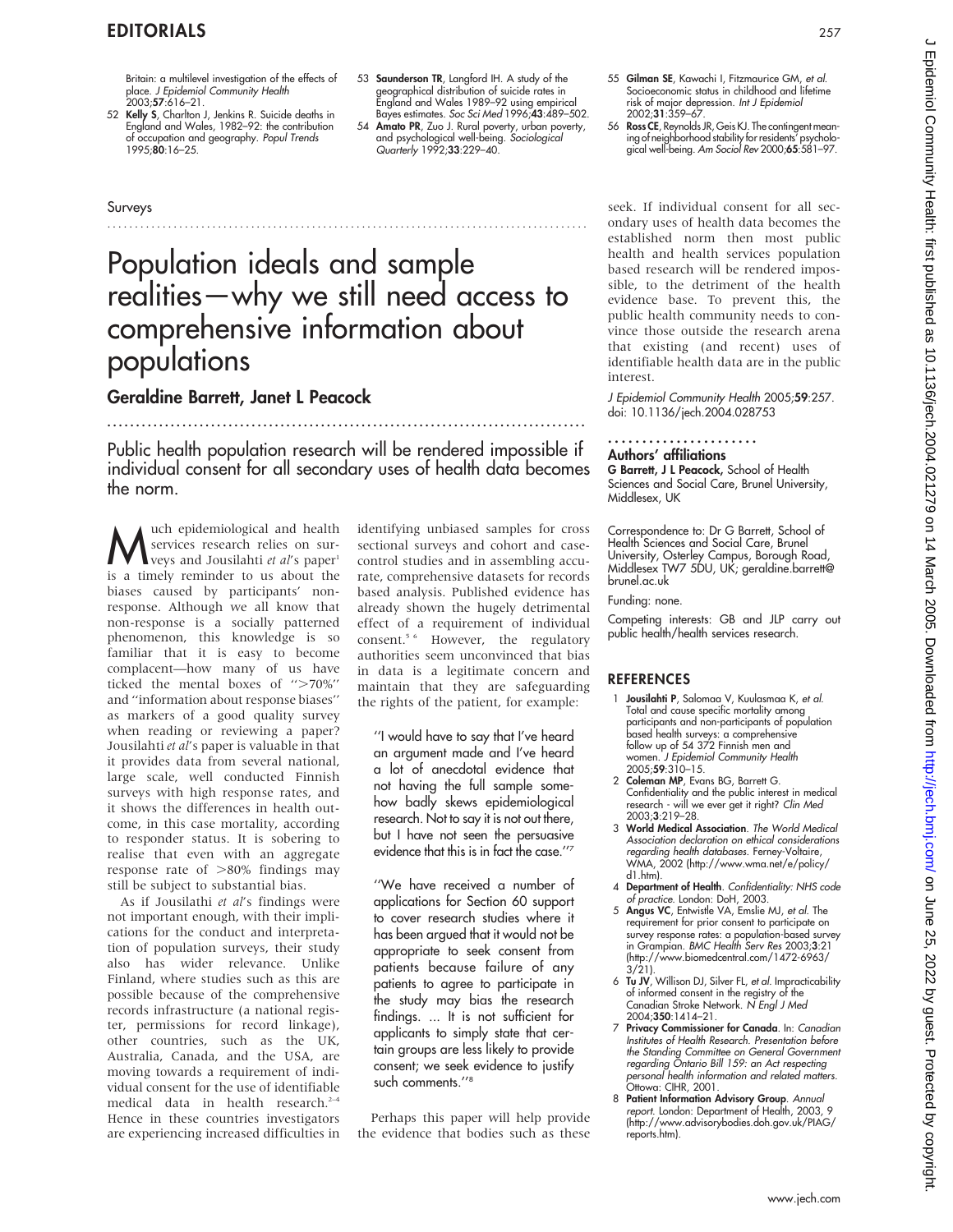Britain: a multilevel investigation of the effects of place. *J Epidemiol Community Health* 2003;**57**:616–21.

52 **Kelly S**, Charlton J, Jenkins R. Suicide deaths in England and Wales, 1982–92: the contribution of occupation and geography. *Popul Trends* 1995;**80**:16–25.

53 **Saunderson TR**, Langford IH. A study of the geographical distribution of suicide rates in England and Wales 1989–92 using empirical Bayes estimates. *Soc Sci Med* 1996;**43**:489–502.

54 **Amato PR**, Zuo J. Rural poverty, urban poverty, and psychological well-being. *Sociological Quarterly* 1992;**33**:229–40.

55 **Gilman SE**, Kawachi I, Fitzmaurice GM, *et al*. Socioeconomic status in childhood and lifetime risk of major depression. *Int J Epidemiol* 2002;**31**:359–67.

56 **Ross CE**, Reynolds JR, Geis KJ. The contingent meaning of neighborhood stability for residents' psychological well-being. *Am Sociol Rev* 2000;**65**:581–97.

Surveys

# Population ideals and sample realities—why we still need access to comprehensive information about populations

## Geraldine Barrett, Janet L Peacock

Public health population research will be rendered impossible if individual consent for all secondary uses of health data becomes the norm.

Much epidemiological and health services research relies on surveys and Jousilahti *et al*'s paper[1] is a timely reminder to us about the biases caused by participants' non-response. Although we all know that non-response is a socially patterned phenomenon, this knowledge is so familiar that it is easy to become complacent—how many of us have ticked the mental boxes of ">70%" and "information about response biases" as markers of a good quality survey when reading or reviewing a paper? Jousilahti *et al*'s paper is valuable in that it provides data from several national, large scale, well conducted Finnish surveys with high response rates, and it shows the differences in health outcome, in this case mortality, according to responder status. It is sobering to realise that even with an aggregate response rate of >80% findings may still be subject to substantial bias.

As if Jousilathi *et al*'s findings were not important enough, with their implications for the conduct and interpretation of population surveys, their study also has wider relevance. Unlike Finland, where studies such as this are possible because of the comprehensive records infrastructure (a national register, permissions for record linkage), other countries, such as the UK, Australia, Canada, and the USA, are moving towards a requirement of individual consent for the use of identifiable medical data in health research.[2–4] Hence in these countries investigators are experiencing increased difficulties in identifying unbiased samples for cross sectional surveys and cohort and case-control studies and in assembling accurate, comprehensive datasets for records based analysis. Published evidence has already shown the hugely detrimental effect of a requirement of individual consent.[5,6] However, the regulatory authorities seem unconvinced that bias in data is a legitimate concern and maintain that they are safeguarding the rights of the patient, for example:

> "I would have to say that I've heard an argument made and I've heard a lot of anecdotal evidence that not having the full sample somehow badly skews epidemiological research. Not to say it is not out there, but I have not seen the persuasive evidence that this is in fact the case."[7]

> "We have received a number of applications for Section 60 support to cover research studies where it has been argued that it would not be appropriate to seek consent from patients because failure of any patients to agree to participate in the study may bias the research findings. ... It is not sufficient for applicants to simply state that certain groups are less likely to provide consent; we seek evidence to justify such comments."[8]

Perhaps this paper will help provide the evidence that bodies such as these seek. If individual consent for all secondary uses of health data becomes the established norm then most public health and health services population based research will be rendered impossible, to the detriment of the health evidence base. To prevent this, the public health community needs to convince those outside the research arena that existing (and recent) uses of identifiable health data are in the public interest.

*J Epidemiol Community Health* 2005;**59**:257.
doi: 10.1136/jech.2004.028753

### Authors' affiliations

**G Barrett, J L Peacock,** School of Health Sciences and Social Care, Brunel University, Middlesex, UK

Correspondence to: Dr G Barrett, School of Health Sciences and Social Care, Brunel University, Osterley Campus, Borough Road, Middlesex TW7 5DU, UK; geraldine.barrett@brunel.ac.uk

Funding: none.

Competing interests: GB and JLP carry out public health/health services research.

## REFERENCES

1 **Jousilahti P**, Salomaa V, Kuulasmaa K, *et al*. Total and cause specific mortality among participants and non-participants of population based health surveys: a comprehensive follow up of 54 372 Finnish men and women. *J Epidemiol Community Health* 2005;**59**:310–15.

2 **Coleman MP**, Evans BG, Barrett G. Confidentiality and the public interest in medical research - will we ever get it right? *Clin Med* 2003;**3**:219–28.

3 **World Medical Association**. *The World Medical Association declaration on ethical considerations regarding health databases*. Ferney-Voltaire, WMA, 2002 (http://www.wma.net/e/policy/d1.htm).

4 **Department of Health**. *Confidentiality: NHS code of practice*. London: DoH, 2003.

5 **Angus VC**, Entwistle VA, Emslie MJ, *et al*. The requirement for prior consent to participate on survey response rates: a population-based survey in Grampian. *BMC Health Serv Res* 2003;**3**:21 (http://www.biomedcentral.com/1472-6963/3/21).

6 **Tu JV**, Willison DJ, Silver FL, *et al*. Impracticability of informed consent in the registry of the Canadian Stroke Network. *N Engl J Med* 2004;**350**:1414–21.

7 **Privacy Commissioner for Canada**. In: *Canadian Institutes of Health Research. Presentation before the Standing Committee on General Government regarding Ontario Bill 159: an Act respecting personal health information and related matters*. Ottowa: CIHR, 2001.

8 **Patient Information Advisory Group**. *Annual report*. London: Department of Health, 2003, 9 (http://www.advisorybodies.doh.gov.uk/PIAG/reports.htm).